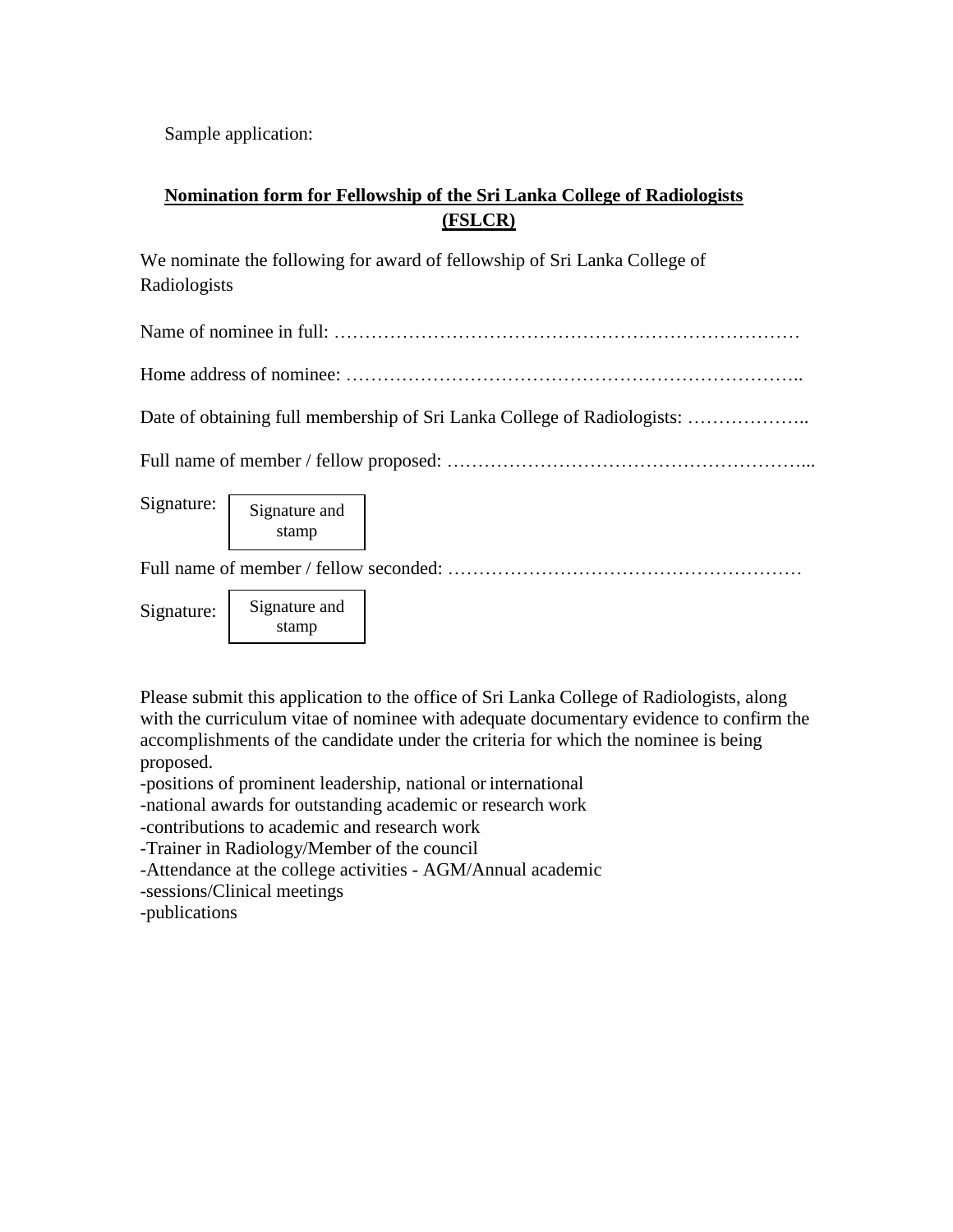Sample application:

**<u>Nomination form for Fellowship of the Sri Lanka College of Radiologists (FSLCR)</u>**

We nominate the following for award of fellowship of Sri Lanka College of Radiologists

Name of nominee in full: …………………………………………………………………

Home address of nominee: ………………………………………………………………..

Date of obtaining full membership of Sri Lanka College of Radiologists: ………………..

Full name of member / fellow proposed: ………………………………………………...

Signature: [Signature and stamp]

Full name of member / fellow seconded: …………………………………………………

Signature: [Signature and stamp]

Please submit this application to the office of Sri Lanka College of Radiologists, along with the curriculum vitae of nominee with adequate documentary evidence to confirm the accomplishments of the candidate under the criteria for which the nominee is being proposed.

-positions of prominent leadership, national or international  
-national awards for outstanding academic or research work  
-contributions to academic and research work  
-Trainer in Radiology/Member of the council  
-Attendance at the college activities - AGM/Annual academic  
-sessions/Clinical meetings  
-publications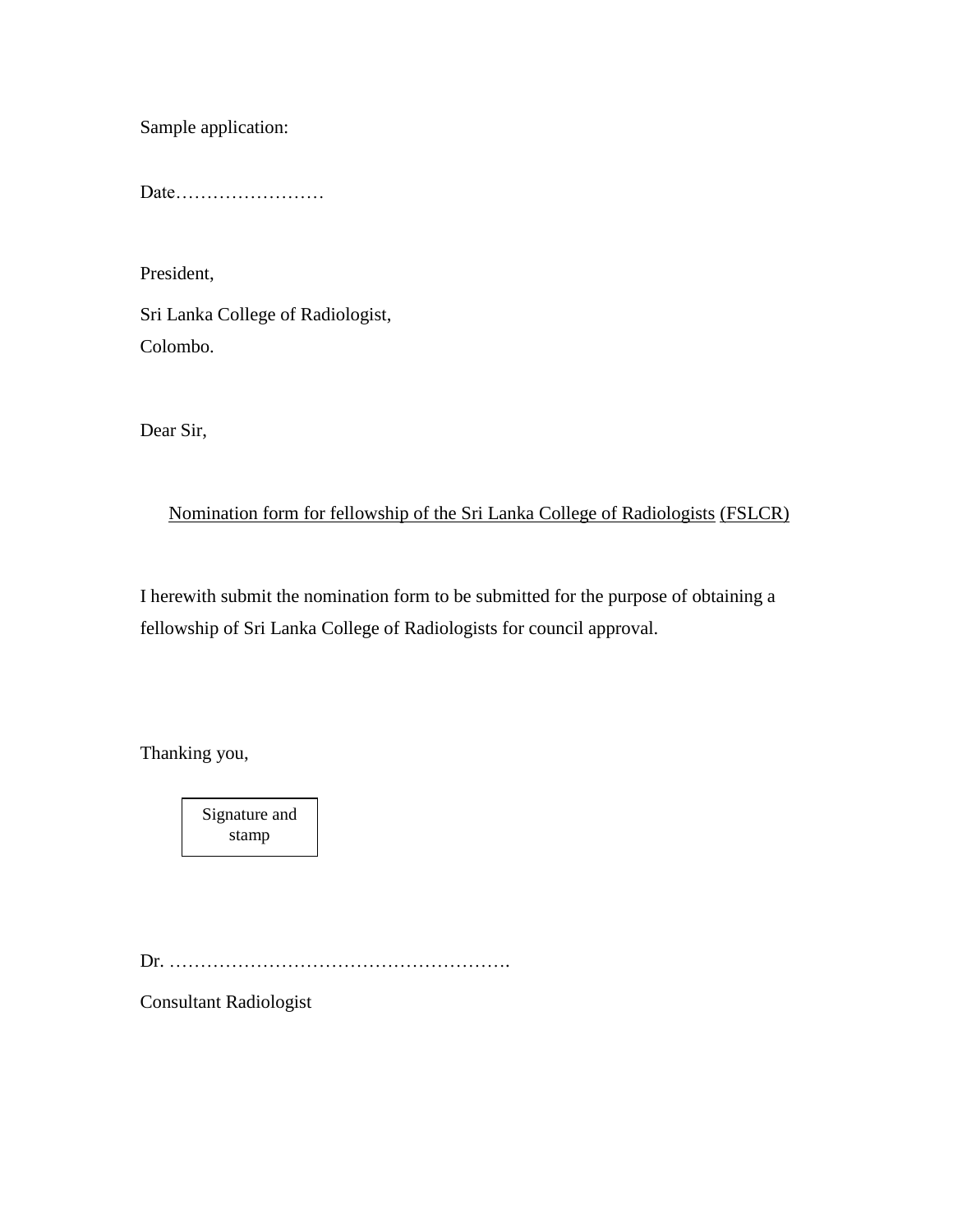Sample application:

Date……………………

President,

Sri Lanka College of Radiologist,
Colombo.

Dear Sir,

Nomination form for fellowship of the Sri Lanka College of Radiologists (FSLCR)

I herewith submit the nomination form to be submitted for the purpose of obtaining a fellowship of Sri Lanka College of Radiologists for council approval.

Thanking you,

Signature and stamp

Dr. ……………………………………………….

Consultant Radiologist